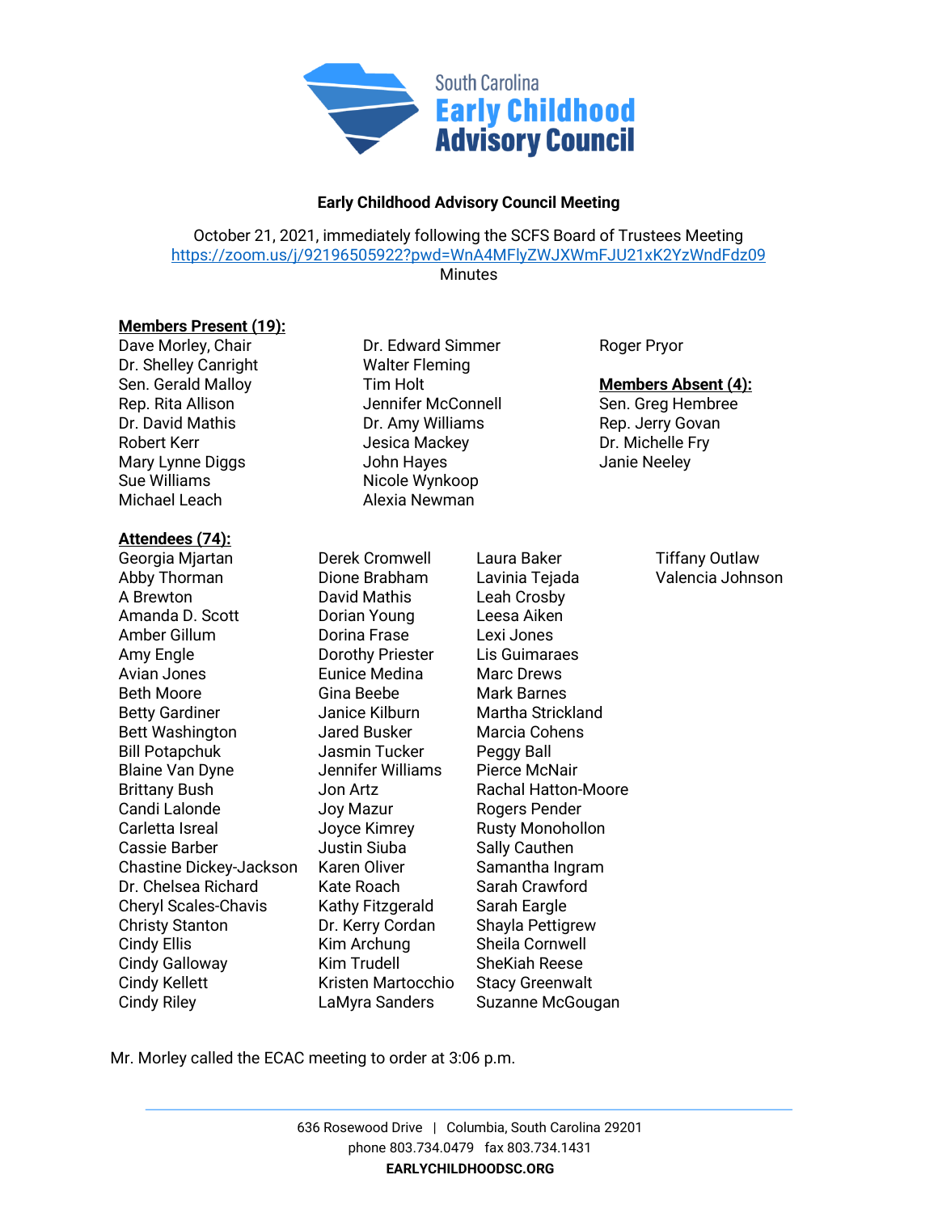South Carolina
**Early Childhood Advisory Council**

**Early Childhood Advisory Council Meeting**

October 21, 2021, immediately following the SCFS Board of Trustees Meeting
https://zoom.us/j/92196505922?pwd=WnA4MFlyZWJXWmFJU21xK2YzWndFdz09
Minutes

**Members Present (19):**

Dave Morley, Chair
Dr. Shelley Canright
Sen. Gerald Malloy
Rep. Rita Allison
Dr. David Mathis
Robert Kerr
Mary Lynne Diggs
Sue Williams
Michael Leach
Dr. Edward Simmer
Walter Fleming
Tim Holt
Jennifer McConnell
Dr. Amy Williams
Jesica Mackey
John Hayes
Nicole Wynkoop
Alexia Newman
Roger Pryor

**Members Absent (4):**

Sen. Greg Hembree
Rep. Jerry Govan
Dr. Michelle Fry
Janie Neeley

**Attendees (74):**

Georgia Mjartan
Abby Thorman
A Brewton
Amanda D. Scott
Amber Gillum
Amy Engle
Avian Jones
Beth Moore
Betty Gardiner
Bett Washington
Bill Potapchuk
Blaine Van Dyne
Brittany Bush
Candi Lalonde
Carletta Isreal
Cassie Barber
Chastine Dickey-Jackson
Dr. Chelsea Richard
Cheryl Scales-Chavis
Christy Stanton
Cindy Ellis
Cindy Galloway
Cindy Kellett
Cindy Riley
Derek Cromwell
Dione Brabham
David Mathis
Dorian Young
Dorina Frase
Dorothy Priester
Eunice Medina
Gina Beebe
Janice Kilburn
Jared Busker
Jasmin Tucker
Jennifer Williams
Jon Artz
Joy Mazur
Joyce Kimrey
Justin Siuba
Karen Oliver
Kate Roach
Kathy Fitzgerald
Dr. Kerry Cordan
Kim Archung
Kim Trudell
Kristen Martocchio
LaMyra Sanders
Laura Baker
Lavinia Tejada
Leah Crosby
Leesa Aiken
Lexi Jones
Lis Guimaraes
Marc Drews
Mark Barnes
Martha Strickland
Marcia Cohens
Peggy Ball
Pierce McNair
Rachal Hatton-Moore
Rogers Pender
Rusty Monohollon
Sally Cauthen
Samantha Ingram
Sarah Crawford
Sarah Eargle
Shayla Pettigrew
Sheila Cornwell
SheKiah Reese
Stacy Greenwalt
Suzanne McGougan
Tiffany Outlaw
Valencia Johnson

Mr. Morley called the ECAC meeting to order at 3:06 p.m.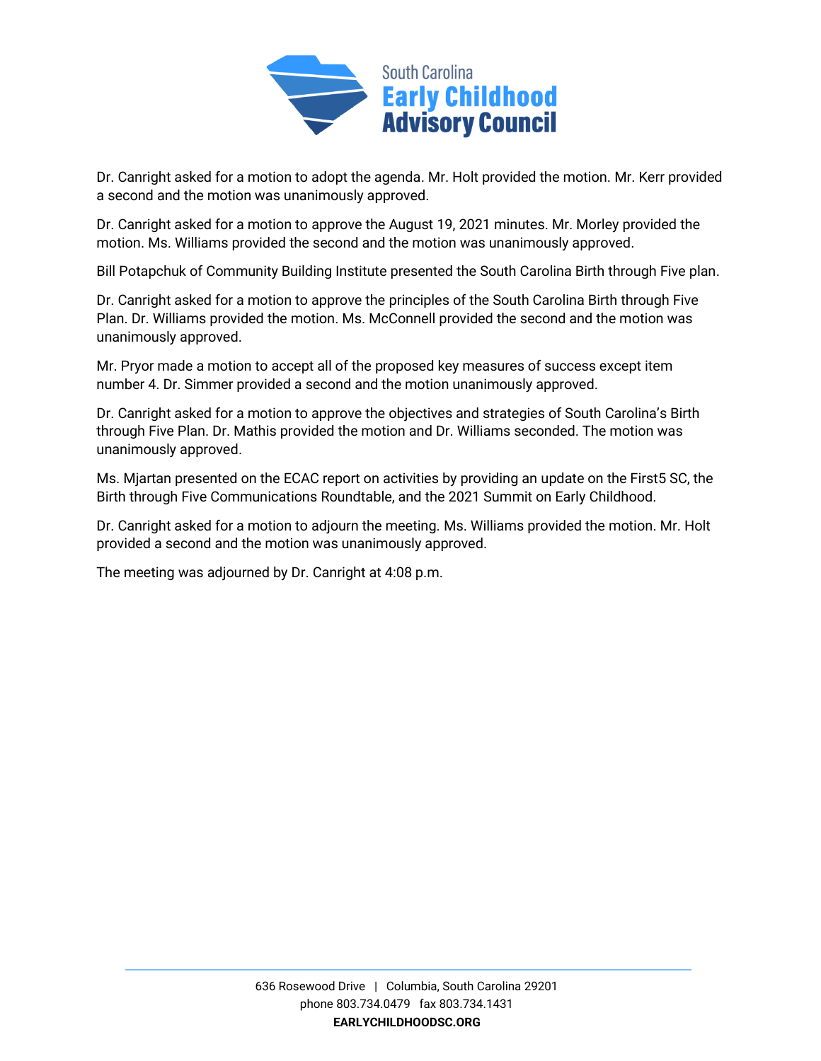Dr. Canright asked for a motion to adopt the agenda. Mr. Holt provided the motion. Mr. Kerr provided a second and the motion was unanimously approved.

Dr. Canright asked for a motion to approve the August 19, 2021 minutes. Mr. Morley provided the motion. Ms. Williams provided the second and the motion was unanimously approved.

Bill Potapchuk of Community Building Institute presented the South Carolina Birth through Five plan.

Dr. Canright asked for a motion to approve the principles of the South Carolina Birth through Five Plan. Dr. Williams provided the motion. Ms. McConnell provided the second and the motion was unanimously approved.

Mr. Pryor made a motion to accept all of the proposed key measures of success except item number 4. Dr. Simmer provided a second and the motion unanimously approved.

Dr. Canright asked for a motion to approve the objectives and strategies of South Carolina's Birth through Five Plan. Dr. Mathis provided the motion and Dr. Williams seconded. The motion was unanimously approved.

Ms. Mjartan presented on the ECAC report on activities by providing an update on the First5 SC, the Birth through Five Communications Roundtable, and the 2021 Summit on Early Childhood.

Dr. Canright asked for a motion to adjourn the meeting. Ms. Williams provided the motion. Mr. Holt provided a second and the motion was unanimously approved.

The meeting was adjourned by Dr. Canright at 4:08 p.m.